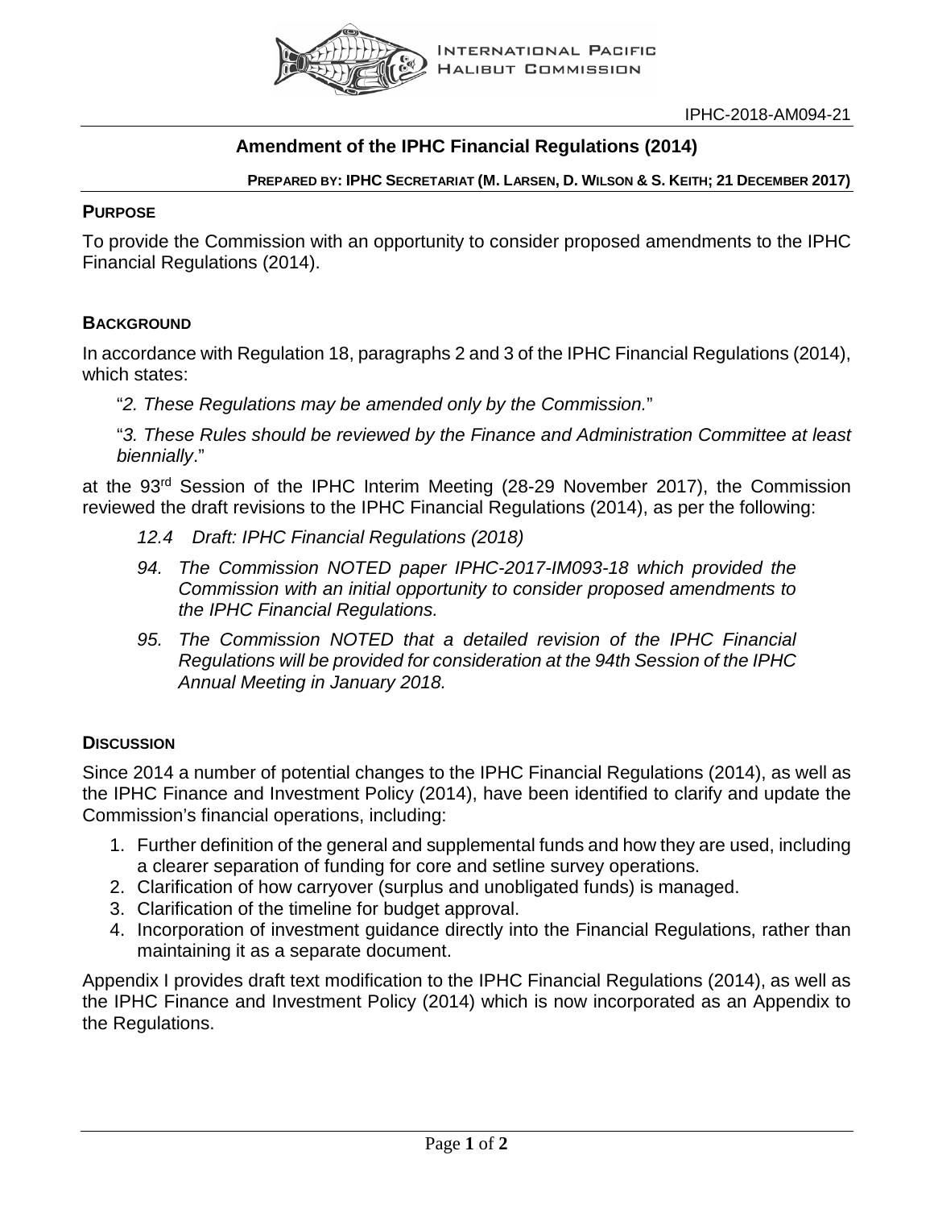IPHC-2018-AM094-21

# Amendment of the IPHC Financial Regulations (2014)

**PREPARED BY: IPHC SECRETARIAT (M. LARSEN, D. WILSON & S. KEITH; 21 DECEMBER 2017)**

## PURPOSE

To provide the Commission with an opportunity to consider proposed amendments to the IPHC Financial Regulations (2014).

## BACKGROUND

In accordance with Regulation 18, paragraphs 2 and 3 of the IPHC Financial Regulations (2014), which states:

"*2. These Regulations may be amended only by the Commission.*"

"*3. These Rules should be reviewed by the Finance and Administration Committee at least biennially*."

at the 93rd Session of the IPHC Interim Meeting (28-29 November 2017), the Commission reviewed the draft revisions to the IPHC Financial Regulations (2014), as per the following:

*12.4 Draft: IPHC Financial Regulations (2018)*

*94. The Commission NOTED paper IPHC-2017-IM093-18 which provided the Commission with an initial opportunity to consider proposed amendments to the IPHC Financial Regulations.*

*95. The Commission NOTED that a detailed revision of the IPHC Financial Regulations will be provided for consideration at the 94th Session of the IPHC Annual Meeting in January 2018.*

## DISCUSSION

Since 2014 a number of potential changes to the IPHC Financial Regulations (2014), as well as the IPHC Finance and Investment Policy (2014), have been identified to clarify and update the Commission's financial operations, including:

1. Further definition of the general and supplemental funds and how they are used, including a clearer separation of funding for core and setline survey operations.
2. Clarification of how carryover (surplus and unobligated funds) is managed.
3. Clarification of the timeline for budget approval.
4. Incorporation of investment guidance directly into the Financial Regulations, rather than maintaining it as a separate document.

Appendix I provides draft text modification to the IPHC Financial Regulations (2014), as well as the IPHC Finance and Investment Policy (2014) which is now incorporated as an Appendix to the Regulations.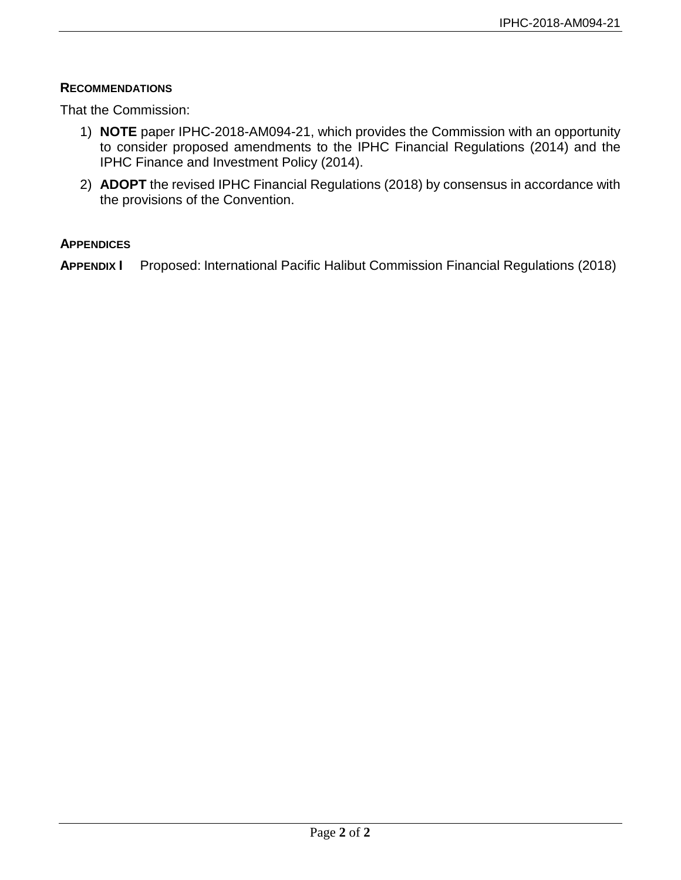## RECOMMENDATIONS

That the Commission:

1) **NOTE** paper IPHC-2018-AM094-21, which provides the Commission with an opportunity to consider proposed amendments to the IPHC Financial Regulations (2014) and the IPHC Finance and Investment Policy (2014).
2) **ADOPT** the revised IPHC Financial Regulations (2018) by consensus in accordance with the provisions of the Convention.

## APPENDICES

**APPENDIX I** Proposed: International Pacific Halibut Commission Financial Regulations (2018)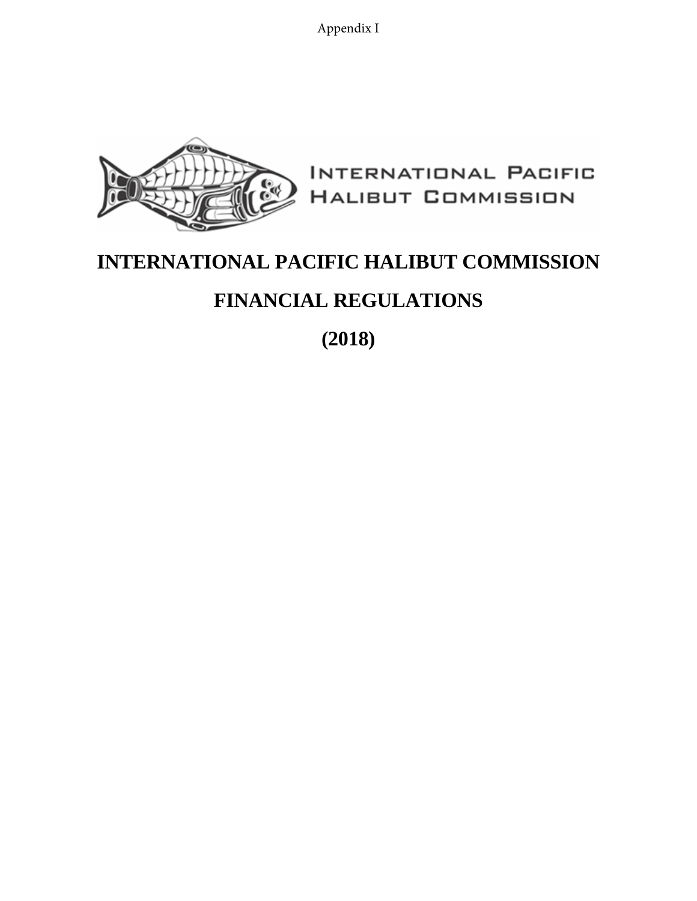# INTERNATIONAL PACIFIC HALIBUT COMMISSION

# FINANCIAL REGULATIONS

# (2018)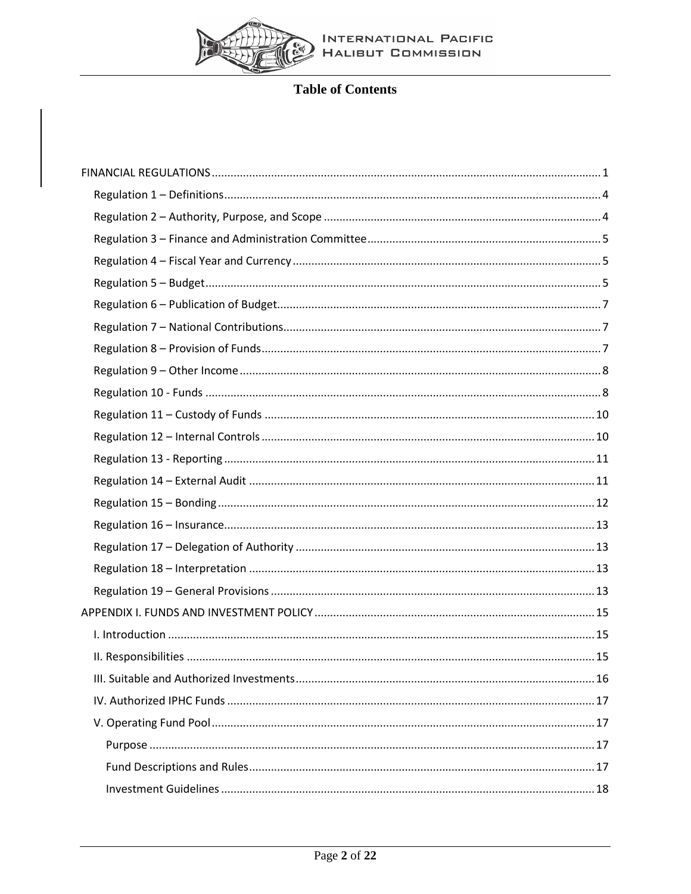## Table of Contents

FINANCIAL REGULATIONS ..... 1

- Regulation 1 – Definitions ..... 4
- Regulation 2 – Authority, Purpose, and Scope ..... 4
- Regulation 3 – Finance and Administration Committee ..... 5
- Regulation 4 – Fiscal Year and Currency ..... 5
- Regulation 5 – Budget ..... 5
- Regulation 6 – Publication of Budget ..... 7
- Regulation 7 – National Contributions ..... 7
- Regulation 8 – Provision of Funds ..... 7
- Regulation 9 – Other Income ..... 8
- Regulation 10 - Funds ..... 8
- Regulation 11 – Custody of Funds ..... 10
- Regulation 12 – Internal Controls ..... 10
- Regulation 13 - Reporting ..... 11
- Regulation 14 – External Audit ..... 11
- Regulation 15 – Bonding ..... 12
- Regulation 16 – Insurance ..... 13
- Regulation 17 – Delegation of Authority ..... 13
- Regulation 18 – Interpretation ..... 13
- Regulation 19 – General Provisions ..... 13

APPENDIX I. FUNDS AND INVESTMENT POLICY ..... 15

- I. Introduction ..... 15
- II. Responsibilities ..... 15
- III. Suitable and Authorized Investments ..... 16
- IV. Authorized IPHC Funds ..... 17
- V. Operating Fund Pool ..... 17
  - Purpose ..... 17
  - Fund Descriptions and Rules ..... 17
  - Investment Guidelines ..... 18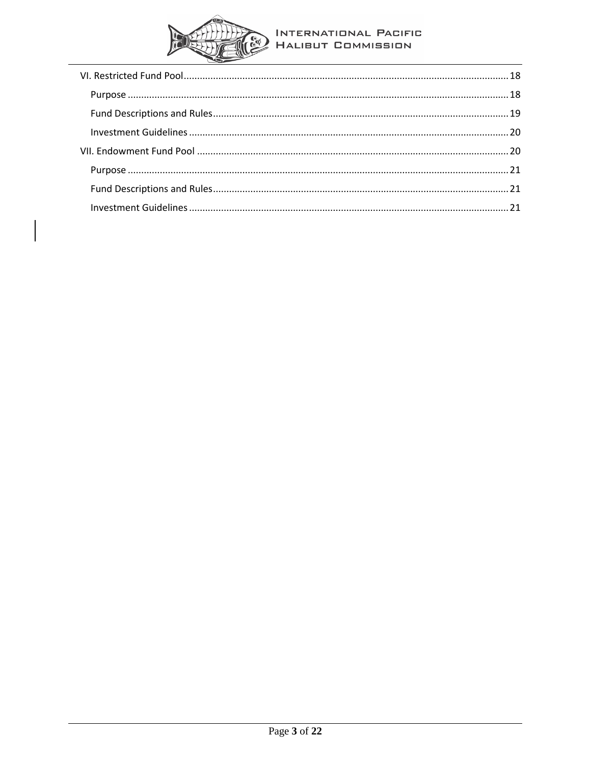VI. Restricted Fund Pool ... 18

- Purpose ... 18
- Fund Descriptions and Rules ... 19
- Investment Guidelines ... 20

VII. Endowment Fund Pool ... 20

- Purpose ... 21
- Fund Descriptions and Rules ... 21
- Investment Guidelines ... 21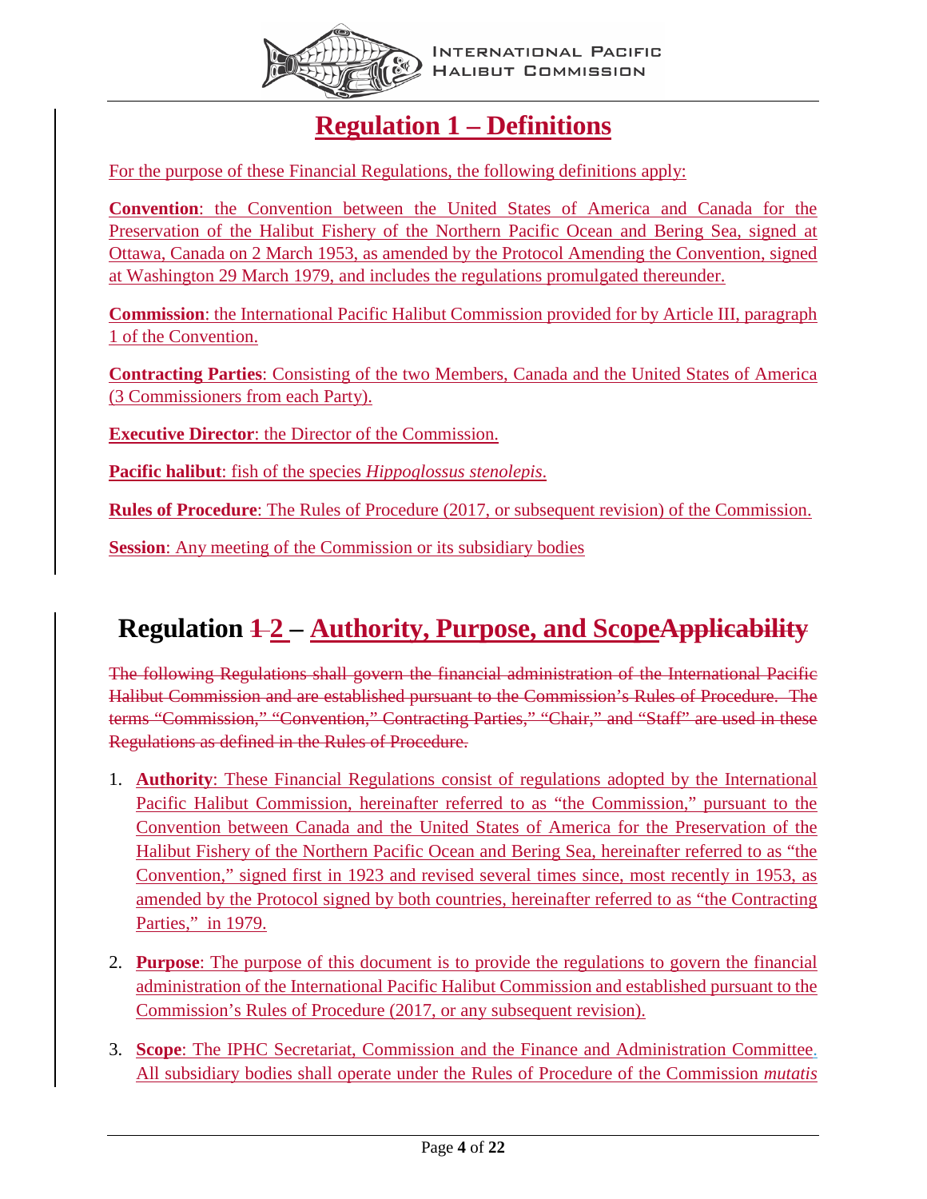# Regulation 1 – Definitions

For the purpose of these Financial Regulations, the following definitions apply:

**Convention**: the Convention between the United States of America and Canada for the Preservation of the Halibut Fishery of the Northern Pacific Ocean and Bering Sea, signed at Ottawa, Canada on 2 March 1953, as amended by the Protocol Amending the Convention, signed at Washington 29 March 1979, and includes the regulations promulgated thereunder.

**Commission**: the International Pacific Halibut Commission provided for by Article III, paragraph 1 of the Convention.

**Contracting Parties**: Consisting of the two Members, Canada and the United States of America (3 Commissioners from each Party).

**Executive Director**: the Director of the Commission.

**Pacific halibut**: fish of the species *Hippoglossus stenolepis*.

**Rules of Procedure**: The Rules of Procedure (2017, or subsequent revision) of the Commission.

**Session**: Any meeting of the Commission or its subsidiary bodies

# Regulation ~~1~~ 2 – Authority, Purpose, and Scope~~Applicability~~

~~The following Regulations shall govern the financial administration of the International Pacific Halibut Commission and are established pursuant to the Commission's Rules of Procedure. The terms "Commission," "Convention," Contracting Parties," "Chair," and "Staff" are used in these Regulations as defined in the Rules of Procedure.~~

1. **Authority**: These Financial Regulations consist of regulations adopted by the International Pacific Halibut Commission, hereinafter referred to as "the Commission," pursuant to the Convention between Canada and the United States of America for the Preservation of the Halibut Fishery of the Northern Pacific Ocean and Bering Sea, hereinafter referred to as "the Convention," signed first in 1923 and revised several times since, most recently in 1953, as amended by the Protocol signed by both countries, hereinafter referred to as "the Contracting Parties," in 1979.

2. **Purpose**: The purpose of this document is to provide the regulations to govern the financial administration of the International Pacific Halibut Commission and established pursuant to the Commission's Rules of Procedure (2017, or any subsequent revision).

3. **Scope**: The IPHC Secretariat, Commission and the Finance and Administration Committee. All subsidiary bodies shall operate under the Rules of Procedure of the Commission *mutatis*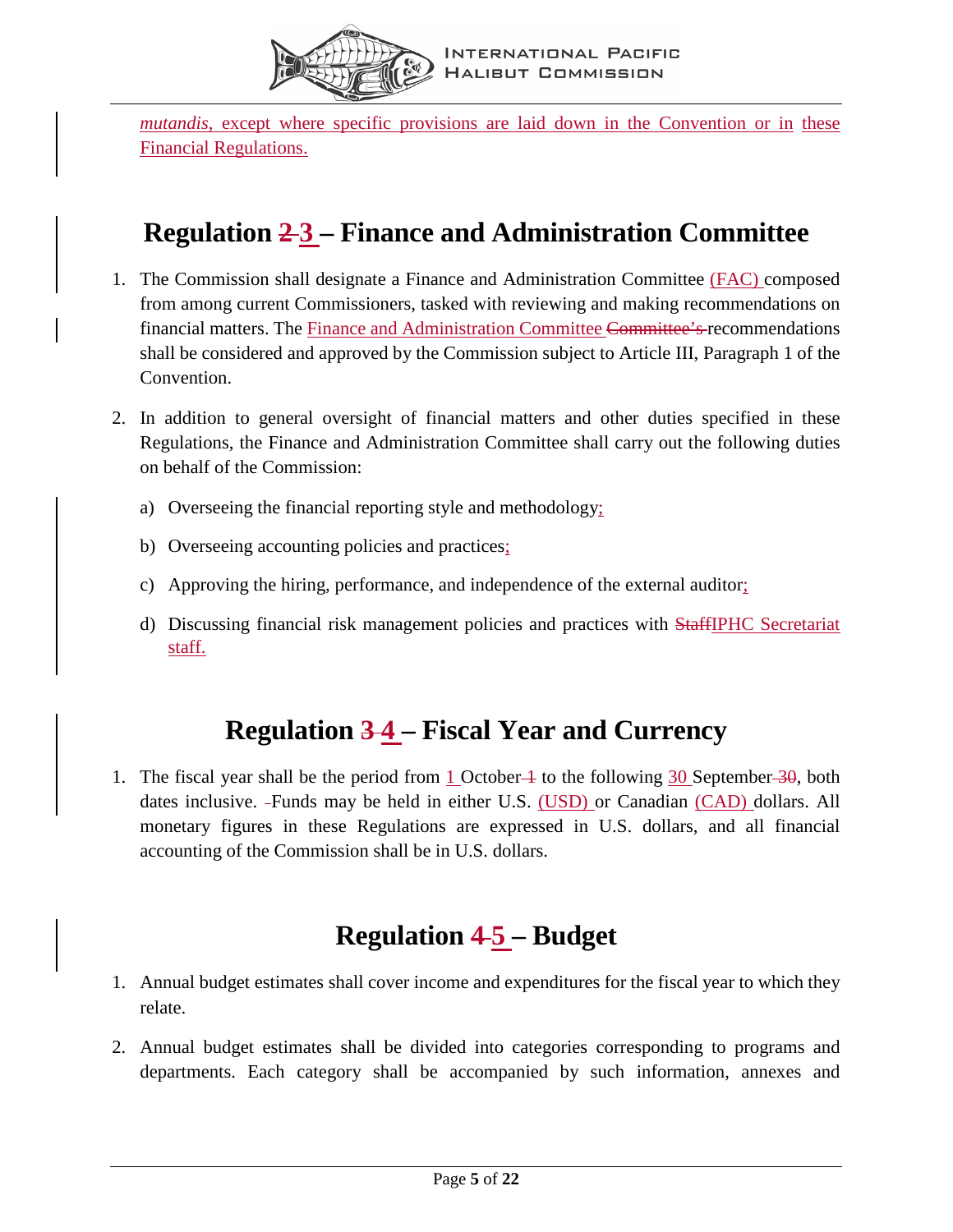*mutandis*, except where specific provisions are laid down in the Convention or in these Financial Regulations.

## Regulation ~~2~~ 3 – Finance and Administration Committee

1. The Commission shall designate a Finance and Administration Committee (FAC) composed from among current Commissioners, tasked with reviewing and making recommendations on financial matters. The Finance and Administration Committee ~~Committee's~~ recommendations shall be considered and approved by the Commission subject to Article III, Paragraph 1 of the Convention.

2. In addition to general oversight of financial matters and other duties specified in these Regulations, the Finance and Administration Committee shall carry out the following duties on behalf of the Commission:

   a) Overseeing the financial reporting style and methodology;

   b) Overseeing accounting policies and practices;

   c) Approving the hiring, performance, and independence of the external auditor;

   d) Discussing financial risk management policies and practices with ~~Staff~~IPHC Secretariat staff.

## Regulation ~~3~~ 4 – Fiscal Year and Currency

1. The fiscal year shall be the period from 1 October ~~1~~ to the following 30 September ~~30~~, both dates inclusive. Funds may be held in either U.S. (USD) or Canadian (CAD) dollars. All monetary figures in these Regulations are expressed in U.S. dollars, and all financial accounting of the Commission shall be in U.S. dollars.

## Regulation ~~4~~ 5 – Budget

1. Annual budget estimates shall cover income and expenditures for the fiscal year to which they relate.

2. Annual budget estimates shall be divided into categories corresponding to programs and departments. Each category shall be accompanied by such information, annexes and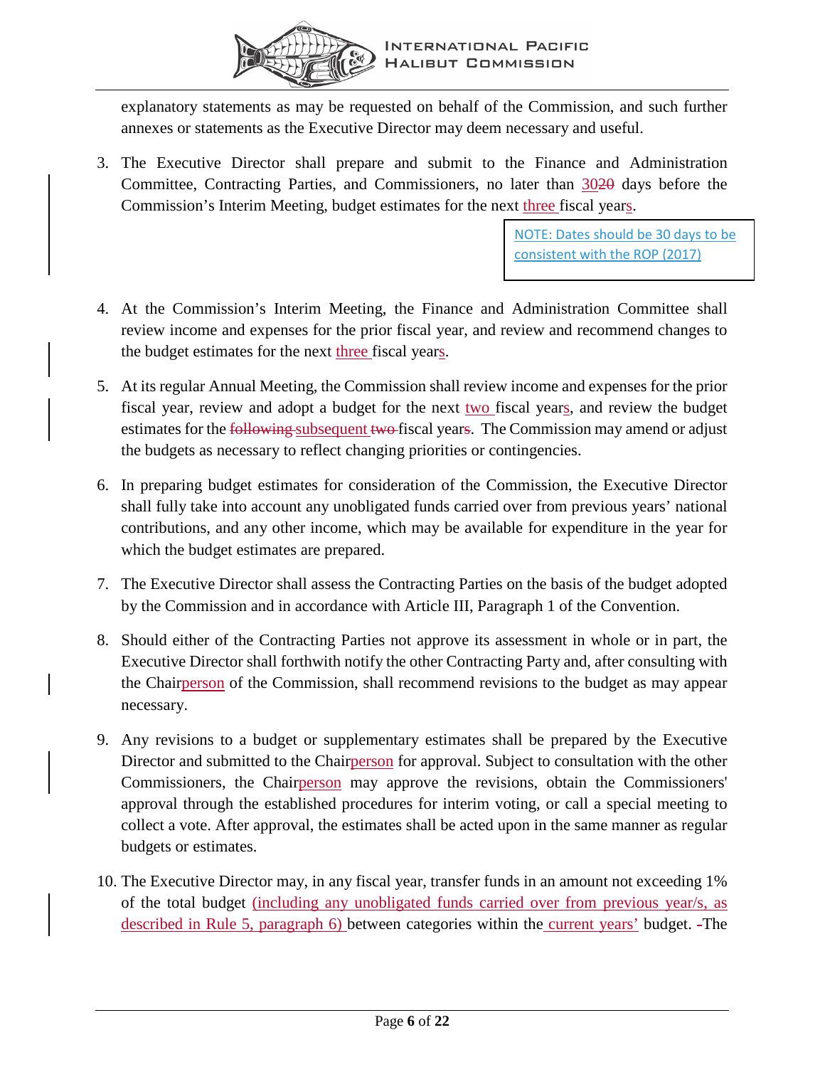explanatory statements as may be requested on behalf of the Commission, and such further annexes or statements as the Executive Director may deem necessary and useful.

3. The Executive Director shall prepare and submit to the Finance and Administration Committee, Contracting Parties, and Commissioners, no later than ~~20~~ 30 days before the Commission's Interim Meeting, budget estimates for the next three fiscal years.

NOTE: Dates should be 30 days to be consistent with the ROP (2017)

4. At the Commission's Interim Meeting, the Finance and Administration Committee shall review income and expenses for the prior fiscal year, and review and recommend changes to the budget estimates for the next three fiscal years.

5. At its regular Annual Meeting, the Commission shall review income and expenses for the prior fiscal year, review and adopt a budget for the next two fiscal years, and review the budget estimates for the ~~following~~ subsequent ~~two~~ fiscal year~~s~~. The Commission may amend or adjust the budgets as necessary to reflect changing priorities or contingencies.

6. In preparing budget estimates for consideration of the Commission, the Executive Director shall fully take into account any unobligated funds carried over from previous years' national contributions, and any other income, which may be available for expenditure in the year for which the budget estimates are prepared.

7. The Executive Director shall assess the Contracting Parties on the basis of the budget adopted by the Commission and in accordance with Article III, Paragraph 1 of the Convention.

8. Should either of the Contracting Parties not approve its assessment in whole or in part, the Executive Director shall forthwith notify the other Contracting Party and, after consulting with the Chairperson of the Commission, shall recommend revisions to the budget as may appear necessary.

9. Any revisions to a budget or supplementary estimates shall be prepared by the Executive Director and submitted to the Chairperson for approval. Subject to consultation with the other Commissioners, the Chairperson may approve the revisions, obtain the Commissioners' approval through the established procedures for interim voting, or call a special meeting to collect a vote. After approval, the estimates shall be acted upon in the same manner as regular budgets or estimates.

10. The Executive Director may, in any fiscal year, transfer funds in an amount not exceeding 1% of the total budget (including any unobligated funds carried over from previous year/s, as described in Rule 5, paragraph 6) between categories within the current years' budget. The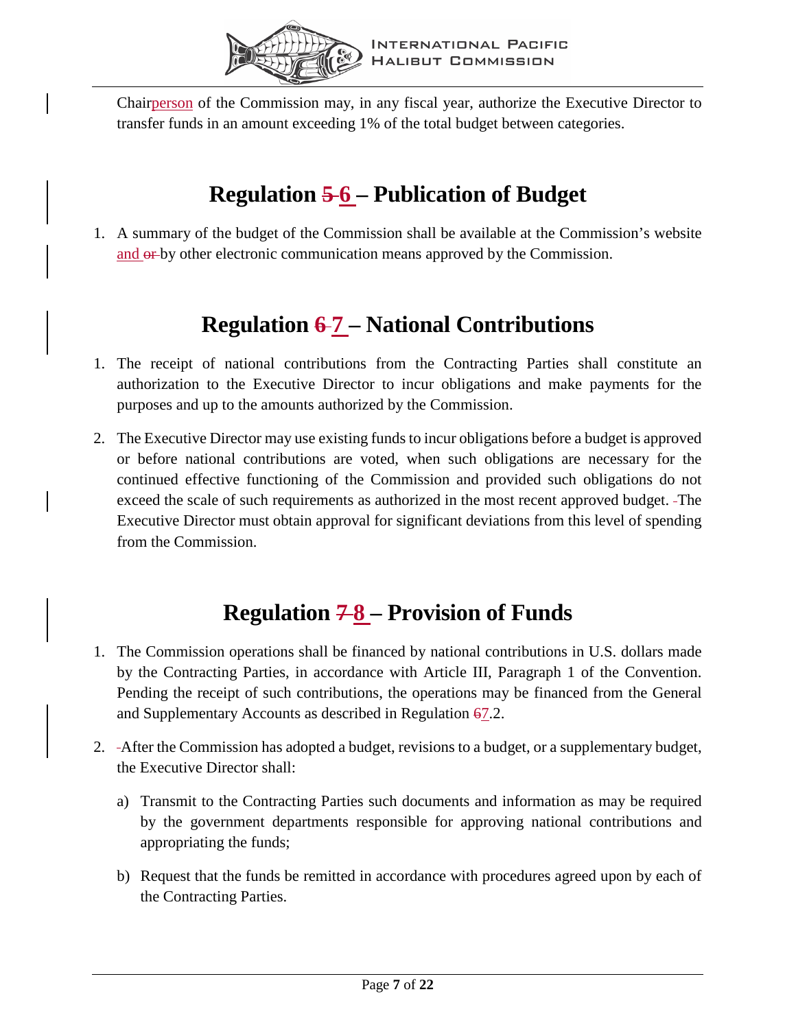Chairperson of the Commission may, in any fiscal year, authorize the Executive Director to transfer funds in an amount exceeding 1% of the total budget between categories.

## Regulation ~~5~~ 6 – Publication of Budget

1. A summary of the budget of the Commission shall be available at the Commission's website and ~~or~~ by other electronic communication means approved by the Commission.

## Regulation ~~6~~ 7 – National Contributions

1. The receipt of national contributions from the Contracting Parties shall constitute an authorization to the Executive Director to incur obligations and make payments for the purposes and up to the amounts authorized by the Commission.
2. The Executive Director may use existing funds to incur obligations before a budget is approved or before national contributions are voted, when such obligations are necessary for the continued effective functioning of the Commission and provided such obligations do not exceed the scale of such requirements as authorized in the most recent approved budget. The Executive Director must obtain approval for significant deviations from this level of spending from the Commission.

## Regulation ~~7~~ 8 – Provision of Funds

1. The Commission operations shall be financed by national contributions in U.S. dollars made by the Contracting Parties, in accordance with Article III, Paragraph 1 of the Convention. Pending the receipt of such contributions, the operations may be financed from the General and Supplementary Accounts as described in Regulation ~~6~~7.2.
2. After the Commission has adopted a budget, revisions to a budget, or a supplementary budget, the Executive Director shall:
   a) Transmit to the Contracting Parties such documents and information as may be required by the government departments responsible for approving national contributions and appropriating the funds;
   b) Request that the funds be remitted in accordance with procedures agreed upon by each of the Contracting Parties.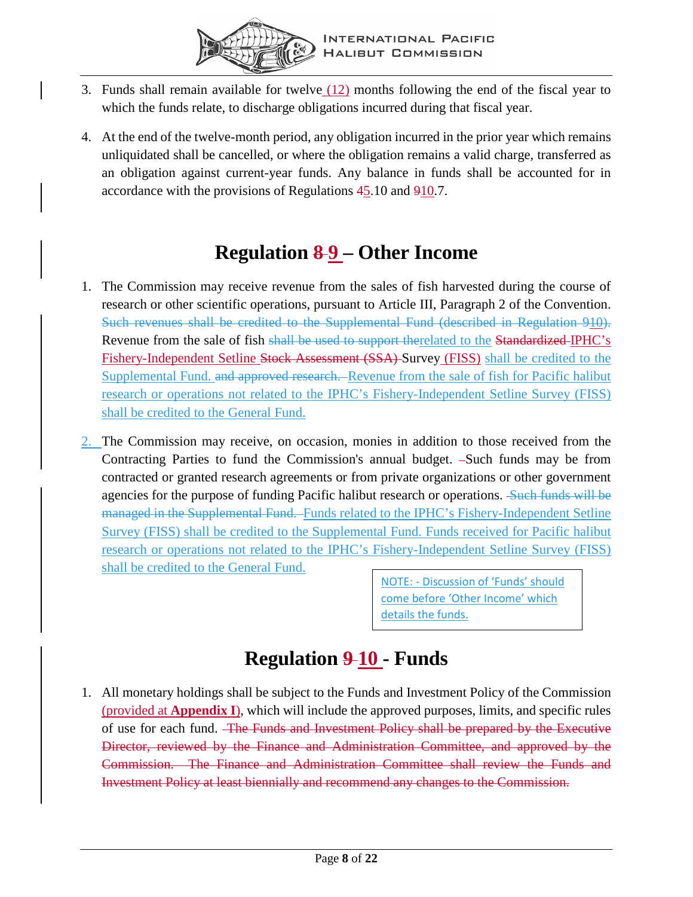3. Funds shall remain available for twelve (12) months following the end of the fiscal year to which the funds relate, to discharge obligations incurred during that fiscal year.

4. At the end of the twelve-month period, any obligation incurred in the prior year which remains unliquidated shall be cancelled, or where the obligation remains a valid charge, transferred as an obligation against current-year funds. Any balance in funds shall be accounted for in accordance with the provisions of Regulations ~~4~~5.10 and ~~9~~10.7.

## Regulation ~~8~~ 9 – Other Income

1. The Commission may receive revenue from the sales of fish harvested during the course of research or other scientific operations, pursuant to Article III, Paragraph 2 of the Convention. ~~Such revenues shall be credited to the Supplemental Fund (described in Regulation 910).~~ Revenue from the sale of fish ~~shall be used to support the~~related to the ~~Standardized~~ IPHC's Fishery-Independent Setline ~~Stock Assessment (SSA)~~ Survey (FISS) shall be credited to the Supplemental Fund. ~~and approved research.~~ Revenue from the sale of fish for Pacific halibut research or operations not related to the IPHC's Fishery-Independent Setline Survey (FISS) shall be credited to the General Fund.

2. The Commission may receive, on occasion, monies in addition to those received from the Contracting Parties to fund the Commission's annual budget. Such funds may be from contracted or granted research agreements or from private organizations or other government agencies for the purpose of funding Pacific halibut research or operations. ~~Such funds will be managed in the Supplemental Fund.~~ Funds related to the IPHC's Fishery-Independent Setline Survey (FISS) shall be credited to the Supplemental Fund. Funds received for Pacific halibut research or operations not related to the IPHC's Fishery-Independent Setline Survey (FISS) shall be credited to the General Fund.

> NOTE: - Discussion of 'Funds' should come before 'Other Income' which details the funds.

## Regulation ~~9~~ 10 - Funds

1. All monetary holdings shall be subject to the Funds and Investment Policy of the Commission (provided at **Appendix I**), which will include the approved purposes, limits, and specific rules of use for each fund. ~~The Funds and Investment Policy shall be prepared by the Executive Director, reviewed by the Finance and Administration Committee, and approved by the Commission. The Finance and Administration Committee shall review the Funds and Investment Policy at least biennially and recommend any changes to the Commission.~~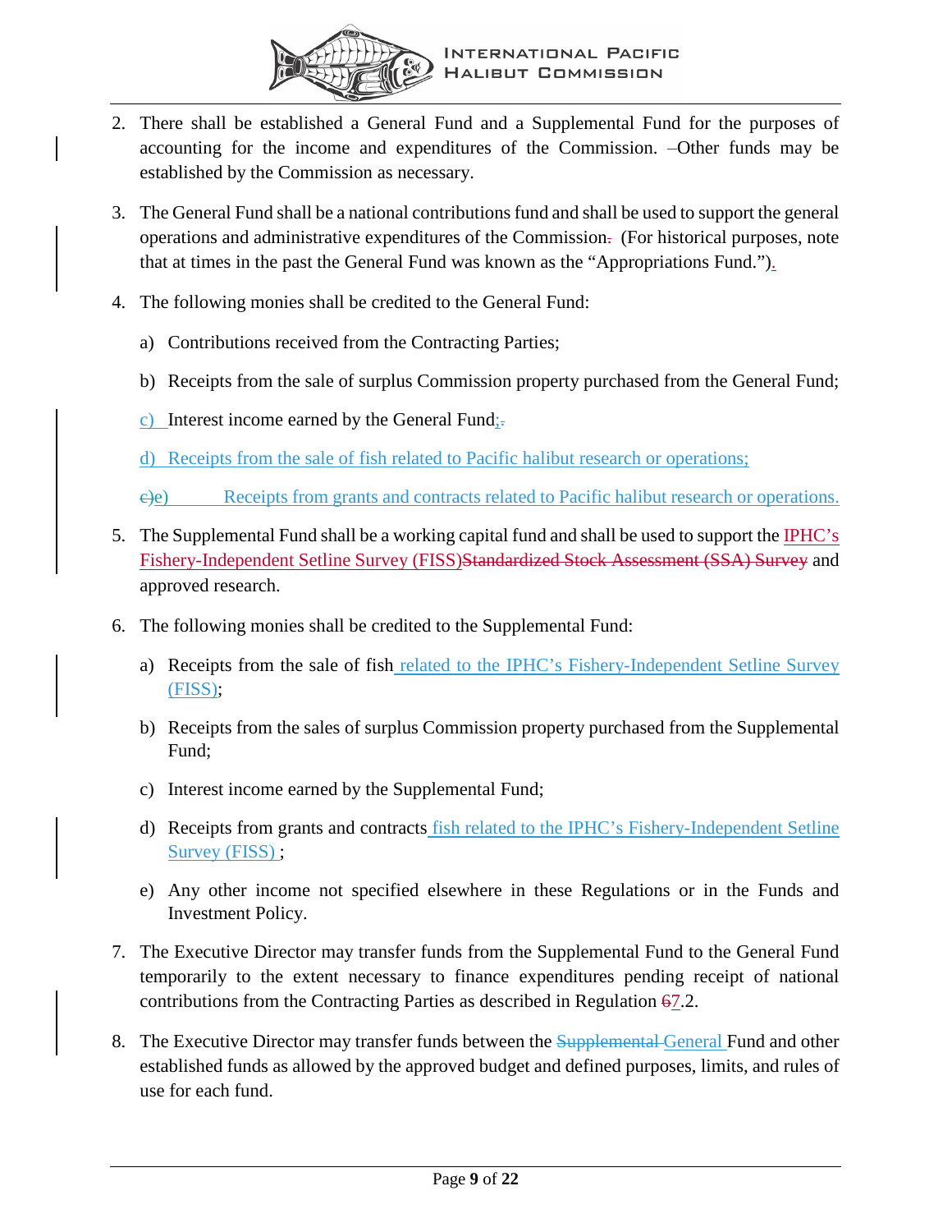2. There shall be established a General Fund and a Supplemental Fund for the purposes of accounting for the income and expenditures of the Commission. –Other funds may be established by the Commission as necessary.

3. The General Fund shall be a national contributions fund and shall be used to support the general operations and administrative expenditures of the Commission. (For historical purposes, note that at times in the past the General Fund was known as the "Appropriations Fund.").

4. The following monies shall be credited to the General Fund:

   a) Contributions received from the Contracting Parties;

   b) Receipts from the sale of surplus Commission property purchased from the General Fund;

   c) Interest income earned by the General Fund;

   d) Receipts from the sale of fish related to Pacific halibut research or operations;

   e) Receipts from grants and contracts related to Pacific halibut research or operations.

5. The Supplemental Fund shall be a working capital fund and shall be used to support the IPHC's Fishery-Independent Setline Survey (FISS)~~Standardized Stock Assessment (SSA) Survey~~ and approved research.

6. The following monies shall be credited to the Supplemental Fund:

   a) Receipts from the sale of fish related to the IPHC's Fishery-Independent Setline Survey (FISS);

   b) Receipts from the sales of surplus Commission property purchased from the Supplemental Fund;

   c) Interest income earned by the Supplemental Fund;

   d) Receipts from grants and contracts fish related to the IPHC's Fishery-Independent Setline Survey (FISS) ;

   e) Any other income not specified elsewhere in these Regulations or in the Funds and Investment Policy.

7. The Executive Director may transfer funds from the Supplemental Fund to the General Fund temporarily to the extent necessary to finance expenditures pending receipt of national contributions from the Contracting Parties as described in Regulation ~~6~~7.2.

8. The Executive Director may transfer funds between the ~~Supplemental~~ General Fund and other established funds as allowed by the approved budget and defined purposes, limits, and rules of use for each fund.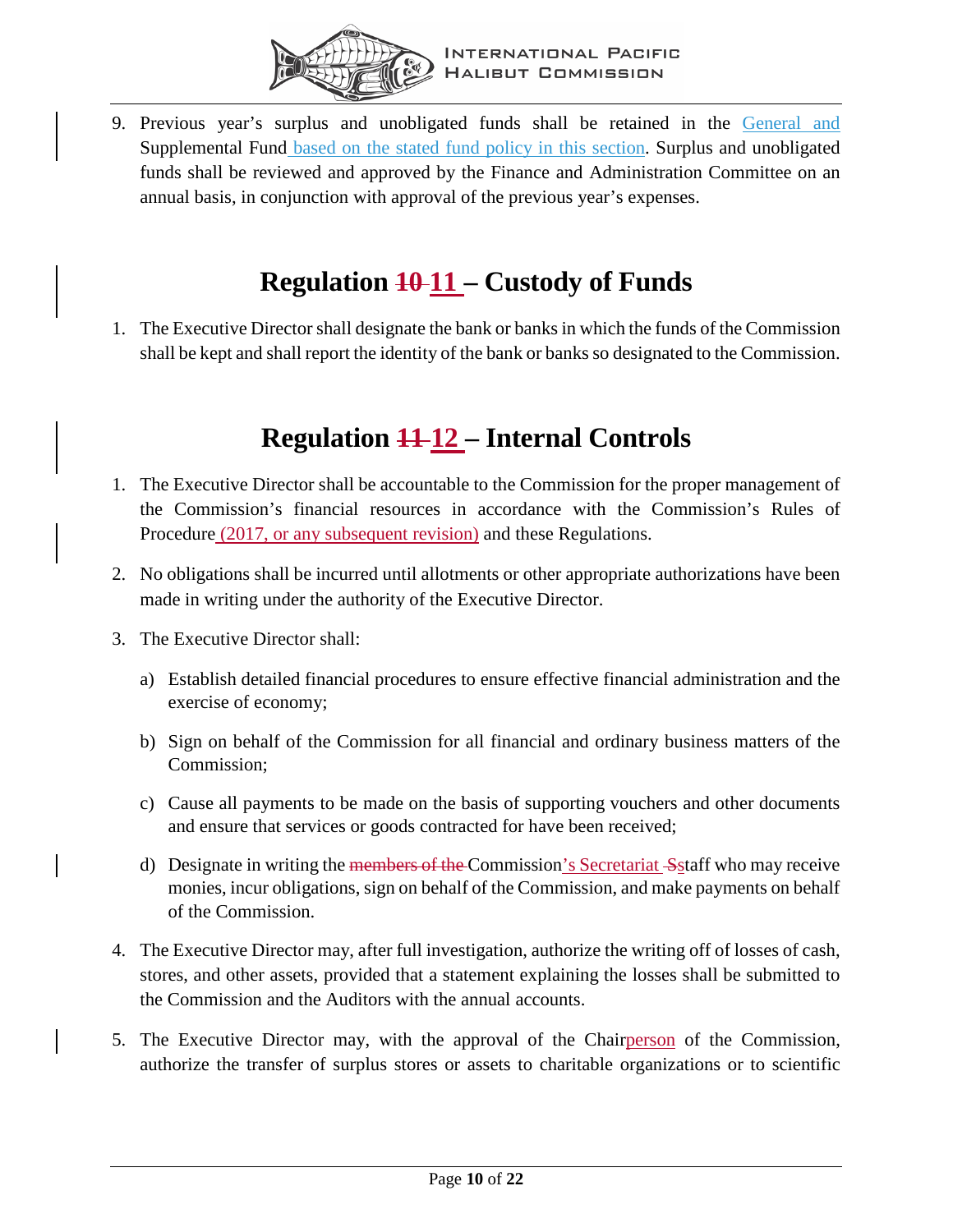9. Previous year's surplus and unobligated funds shall be retained in the General and Supplemental Fund based on the stated fund policy in this section. Surplus and unobligated funds shall be reviewed and approved by the Finance and Administration Committee on an annual basis, in conjunction with approval of the previous year's expenses.

# Regulation ~~10~~ 11 – Custody of Funds

1. The Executive Director shall designate the bank or banks in which the funds of the Commission shall be kept and shall report the identity of the bank or banks so designated to the Commission.

# Regulation ~~11~~ 12 – Internal Controls

1. The Executive Director shall be accountable to the Commission for the proper management of the Commission's financial resources in accordance with the Commission's Rules of Procedure (2017, or any subsequent revision) and these Regulations.
2. No obligations shall be incurred until allotments or other appropriate authorizations have been made in writing under the authority of the Executive Director.
3. The Executive Director shall:
   a) Establish detailed financial procedures to ensure effective financial administration and the exercise of economy;
   b) Sign on behalf of the Commission for all financial and ordinary business matters of the Commission;
   c) Cause all payments to be made on the basis of supporting vouchers and other documents and ensure that services or goods contracted for have been received;
   d) Designate in writing the ~~members of the~~ Commission's Secretariat ~~S~~staff who may receive monies, incur obligations, sign on behalf of the Commission, and make payments on behalf of the Commission.
4. The Executive Director may, after full investigation, authorize the writing off of losses of cash, stores, and other assets, provided that a statement explaining the losses shall be submitted to the Commission and the Auditors with the annual accounts.
5. The Executive Director may, with the approval of the Chairperson of the Commission, authorize the transfer of surplus stores or assets to charitable organizations or to scientific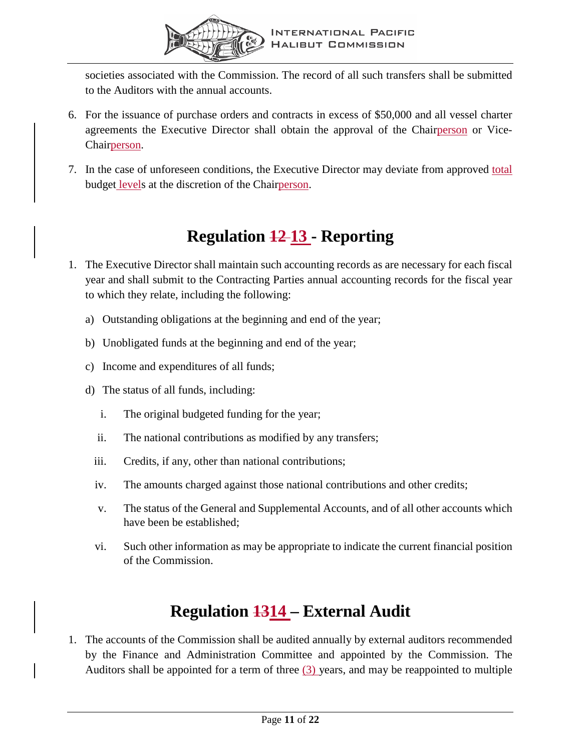societies associated with the Commission. The record of all such transfers shall be submitted to the Auditors with the annual accounts.

6. For the issuance of purchase orders and contracts in excess of $50,000 and all vessel charter agreements the Executive Director shall obtain the approval of the Chairperson or Vice-Chairperson.

7. In the case of unforeseen conditions, the Executive Director may deviate from approved total budget levels at the discretion of the Chairperson.

# Regulation ~~12~~ 13 - Reporting

1. The Executive Director shall maintain such accounting records as are necessary for each fiscal year and shall submit to the Contracting Parties annual accounting records for the fiscal year to which they relate, including the following:

   a) Outstanding obligations at the beginning and end of the year;

   b) Unobligated funds at the beginning and end of the year;

   c) Income and expenditures of all funds;

   d) The status of all funds, including:

      i. The original budgeted funding for the year;

      ii. The national contributions as modified by any transfers;

      iii. Credits, if any, other than national contributions;

      iv. The amounts charged against those national contributions and other credits;

      v. The status of the General and Supplemental Accounts, and of all other accounts which have been be established;

      vi. Such other information as may be appropriate to indicate the current financial position of the Commission.

# Regulation ~~13~~14 – External Audit

1. The accounts of the Commission shall be audited annually by external auditors recommended by the Finance and Administration Committee and appointed by the Commission. The Auditors shall be appointed for a term of three (3) years, and may be reappointed to multiple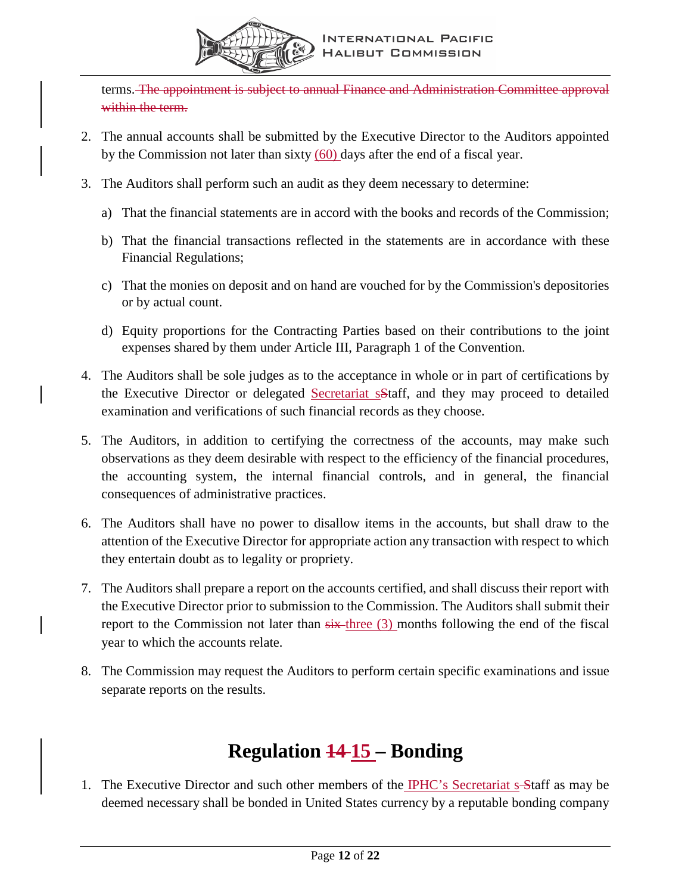terms. ~~The appointment is subject to annual Finance and Administration Committee approval within the term.~~

2. The annual accounts shall be submitted by the Executive Director to the Auditors appointed by the Commission not later than sixty (60) days after the end of a fiscal year.

3. The Auditors shall perform such an audit as they deem necessary to determine:

   a) That the financial statements are in accord with the books and records of the Commission;

   b) That the financial transactions reflected in the statements are in accordance with these Financial Regulations;

   c) That the monies on deposit and on hand are vouched for by the Commission's depositories or by actual count.

   d) Equity proportions for the Contracting Parties based on their contributions to the joint expenses shared by them under Article III, Paragraph 1 of the Convention.

4. The Auditors shall be sole judges as to the acceptance in whole or in part of certifications by the Executive Director or delegated Secretariat s~~S~~taff, and they may proceed to detailed examination and verifications of such financial records as they choose.

5. The Auditors, in addition to certifying the correctness of the accounts, may make such observations as they deem desirable with respect to the efficiency of the financial procedures, the accounting system, the internal financial controls, and in general, the financial consequences of administrative practices.

6. The Auditors shall have no power to disallow items in the accounts, but shall draw to the attention of the Executive Director for appropriate action any transaction with respect to which they entertain doubt as to legality or propriety.

7. The Auditors shall prepare a report on the accounts certified, and shall discuss their report with the Executive Director prior to submission to the Commission. The Auditors shall submit their report to the Commission not later than ~~six~~ three (3) months following the end of the fiscal year to which the accounts relate.

8. The Commission may request the Auditors to perform certain specific examinations and issue separate reports on the results.

# Regulation ~~14~~ 15 – Bonding

1. The Executive Director and such other members of the IPHC's Secretariat s~~S~~taff as may be deemed necessary shall be bonded in United States currency by a reputable bonding company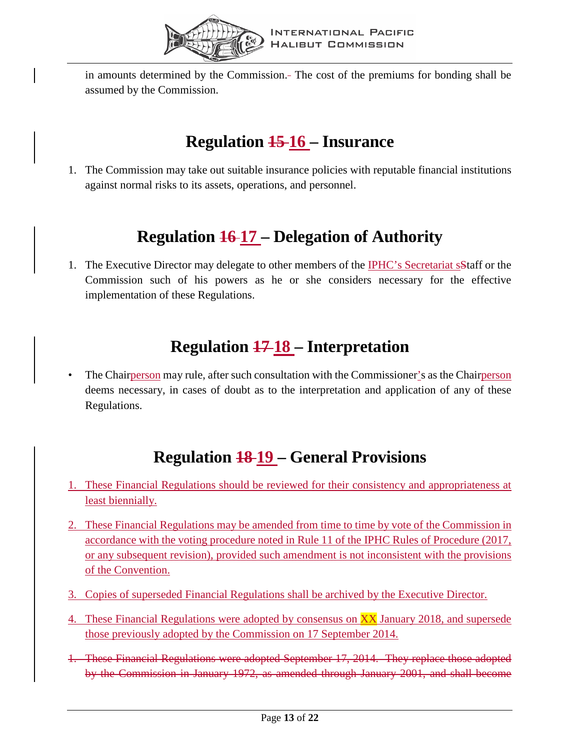in amounts determined by the Commission. The cost of the premiums for bonding shall be assumed by the Commission.

## Regulation ~~15~~ 16 – Insurance

1. The Commission may take out suitable insurance policies with reputable financial institutions against normal risks to its assets, operations, and personnel.

## Regulation ~~16~~ 17 – Delegation of Authority

1. The Executive Director may delegate to other members of the IPHC's Secretariat s~~S~~taff or the Commission such of his powers as he or she considers necessary for the effective implementation of these Regulations.

## Regulation ~~17~~ 18 – Interpretation

- The Chairperson may rule, after such consultation with the Commissioner's as the Chairperson deems necessary, in cases of doubt as to the interpretation and application of any of these Regulations.

## Regulation ~~18~~ 19 – General Provisions

1. These Financial Regulations should be reviewed for their consistency and appropriateness at least biennially.
2. These Financial Regulations may be amended from time to time by vote of the Commission in accordance with the voting procedure noted in Rule 11 of the IPHC Rules of Procedure (2017, or any subsequent revision), provided such amendment is not inconsistent with the provisions of the Convention.
3. Copies of superseded Financial Regulations shall be archived by the Executive Director.
4. These Financial Regulations were adopted by consensus on XX January 2018, and supersede those previously adopted by the Commission on 17 September 2014.

~~1. These Financial Regulations were adopted September 17, 2014. They replace those adopted by the Commission in January 1972, as amended through January 2001, and shall become~~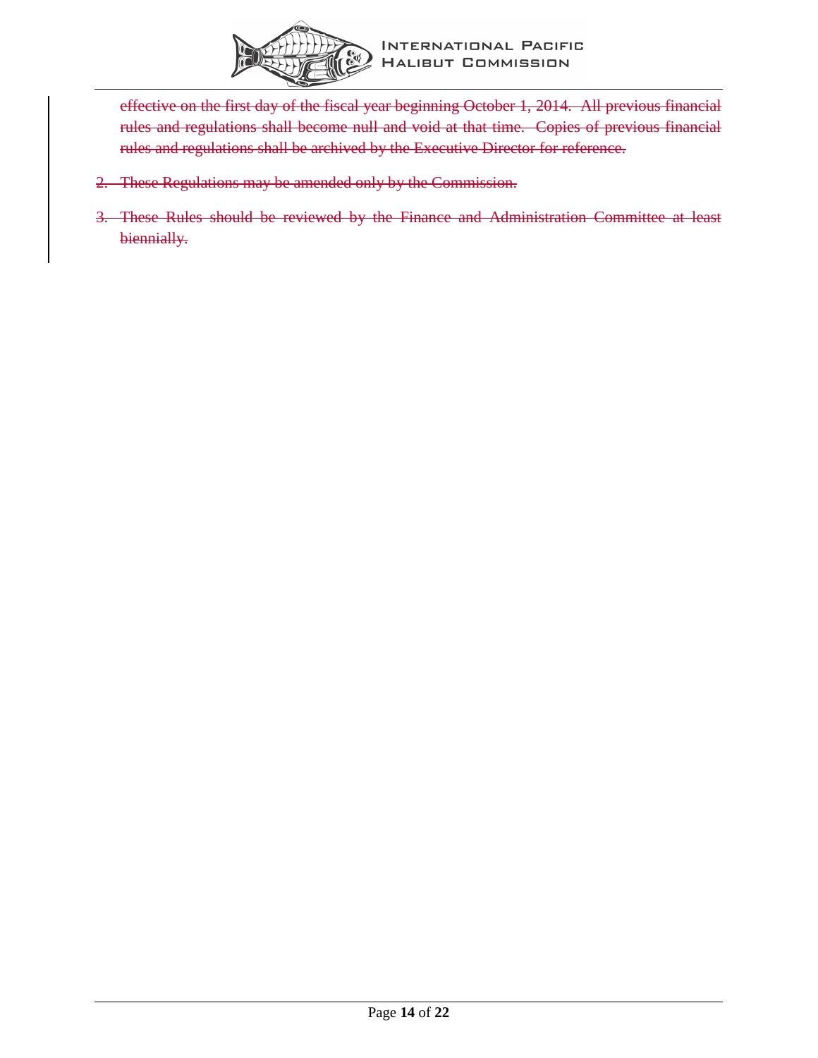~~effective on the first day of the fiscal year beginning October 1, 2014. All previous financial rules and regulations shall become null and void at that time. Copies of previous financial rules and regulations shall be archived by the Executive Director for reference.~~

2. ~~These Regulations may be amended only by the Commission.~~

3. ~~These Rules should be reviewed by the Finance and Administration Committee at least biennially.~~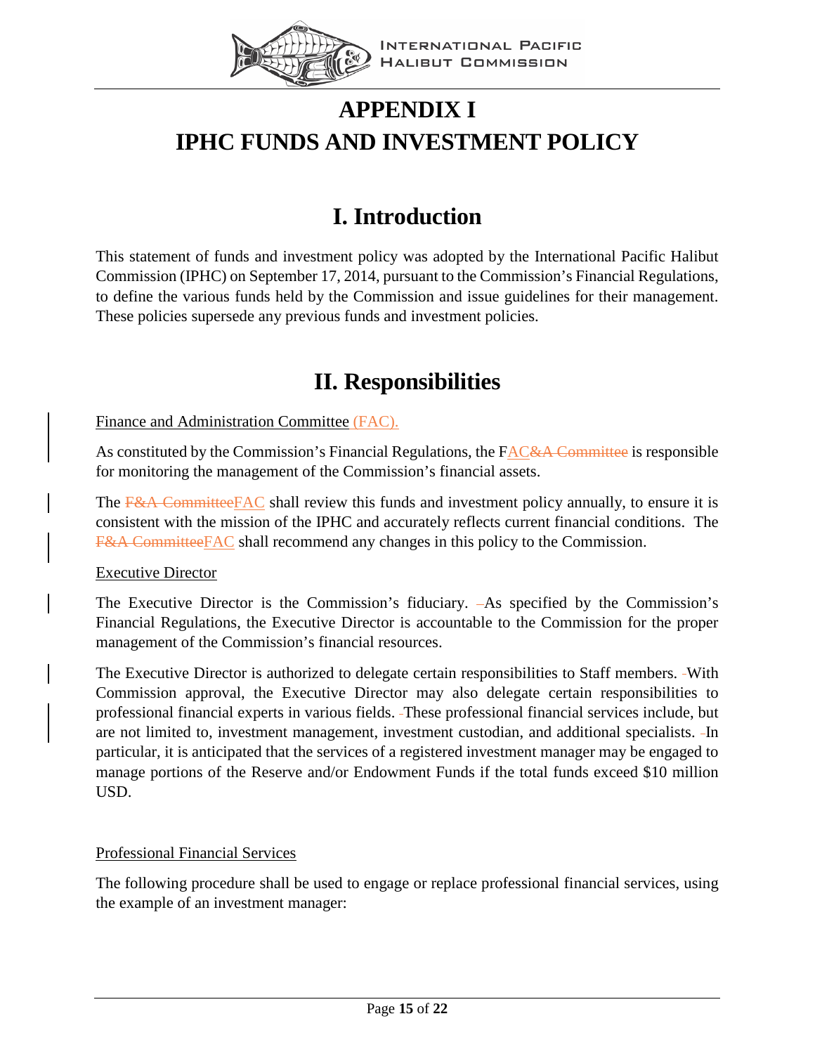# APPENDIX I
# IPHC FUNDS AND INVESTMENT POLICY

## I. Introduction

This statement of funds and investment policy was adopted by the International Pacific Halibut Commission (IPHC) on September 17, 2014, pursuant to the Commission's Financial Regulations, to define the various funds held by the Commission and issue guidelines for their management. These policies supersede any previous funds and investment policies.

## II. Responsibilities

Finance and Administration Committee (FAC).

As constituted by the Commission's Financial Regulations, the FAC is responsible for monitoring the management of the Commission's financial assets.

The FAC shall review this funds and investment policy annually, to ensure it is consistent with the mission of the IPHC and accurately reflects current financial conditions. The FAC shall recommend any changes in this policy to the Commission.

Executive Director

The Executive Director is the Commission's fiduciary. As specified by the Commission's Financial Regulations, the Executive Director is accountable to the Commission for the proper management of the Commission's financial resources.

The Executive Director is authorized to delegate certain responsibilities to Staff members. With Commission approval, the Executive Director may also delegate certain responsibilities to professional financial experts in various fields. These professional financial services include, but are not limited to, investment management, investment custodian, and additional specialists. In particular, it is anticipated that the services of a registered investment manager may be engaged to manage portions of the Reserve and/or Endowment Funds if the total funds exceed $10 million USD.

Professional Financial Services

The following procedure shall be used to engage or replace professional financial services, using the example of an investment manager: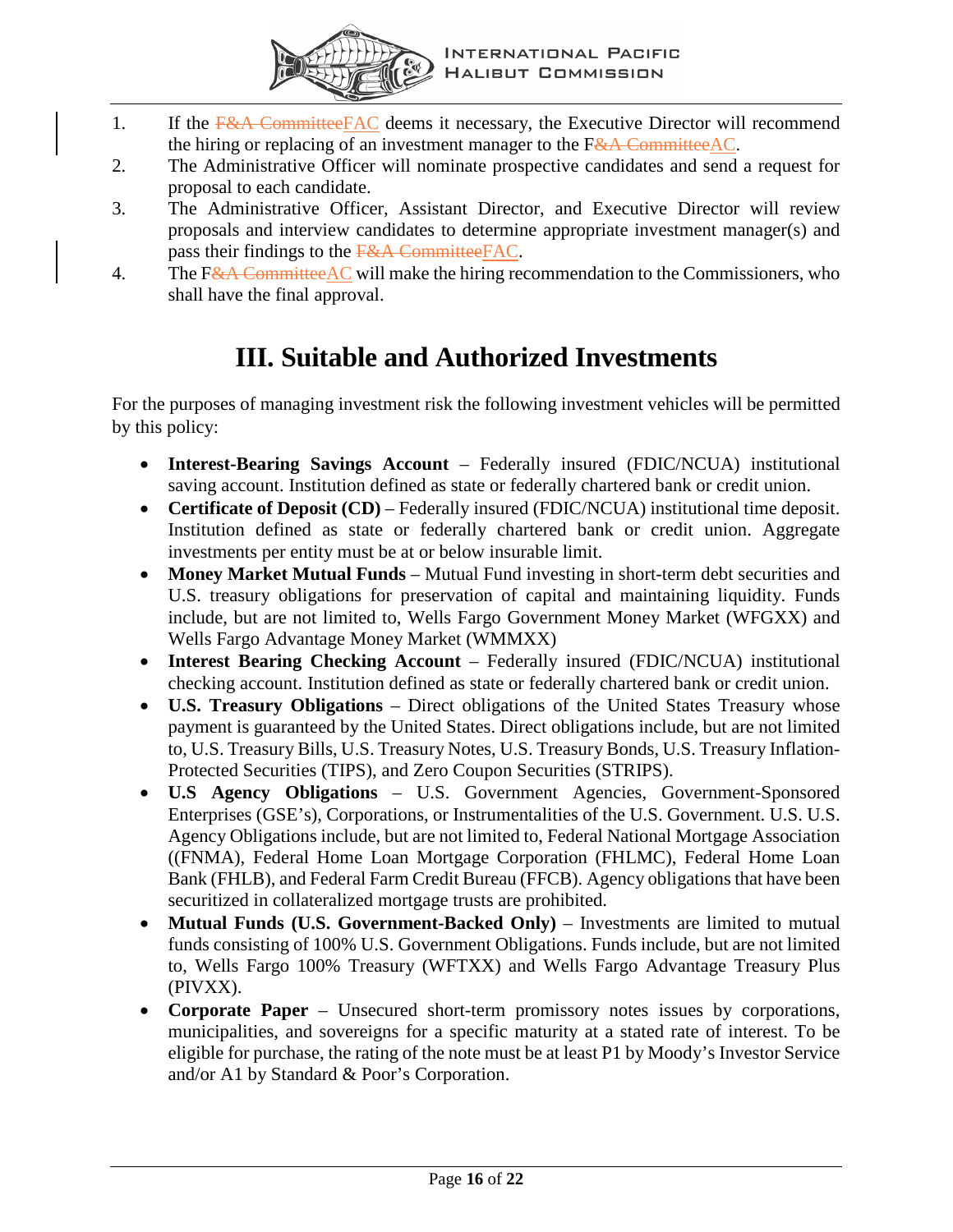1. If the ~~F&A Committee~~FAC deems it necessary, the Executive Director will recommend the hiring or replacing of an investment manager to the F~~&A Committee~~AC.
2. The Administrative Officer will nominate prospective candidates and send a request for proposal to each candidate.
3. The Administrative Officer, Assistant Director, and Executive Director will review proposals and interview candidates to determine appropriate investment manager(s) and pass their findings to the ~~F&A Committee~~FAC.
4. The F~~&A Committee~~AC will make the hiring recommendation to the Commissioners, who shall have the final approval.

# III. Suitable and Authorized Investments

For the purposes of managing investment risk the following investment vehicles will be permitted by this policy:

- **Interest-Bearing Savings Account** – Federally insured (FDIC/NCUA) institutional saving account. Institution defined as state or federally chartered bank or credit union.
- **Certificate of Deposit (CD)** – Federally insured (FDIC/NCUA) institutional time deposit. Institution defined as state or federally chartered bank or credit union. Aggregate investments per entity must be at or below insurable limit.
- **Money Market Mutual Funds** – Mutual Fund investing in short-term debt securities and U.S. treasury obligations for preservation of capital and maintaining liquidity. Funds include, but are not limited to, Wells Fargo Government Money Market (WFGXX) and Wells Fargo Advantage Money Market (WMMXX)
- **Interest Bearing Checking Account** – Federally insured (FDIC/NCUA) institutional checking account. Institution defined as state or federally chartered bank or credit union.
- **U.S. Treasury Obligations** – Direct obligations of the United States Treasury whose payment is guaranteed by the United States. Direct obligations include, but are not limited to, U.S. Treasury Bills, U.S. Treasury Notes, U.S. Treasury Bonds, U.S. Treasury Inflation-Protected Securities (TIPS), and Zero Coupon Securities (STRIPS).
- **U.S Agency Obligations** – U.S. Government Agencies, Government-Sponsored Enterprises (GSE's), Corporations, or Instrumentalities of the U.S. Government. U.S. U.S. Agency Obligations include, but are not limited to, Federal National Mortgage Association ((FNMA), Federal Home Loan Mortgage Corporation (FHLMC), Federal Home Loan Bank (FHLB), and Federal Farm Credit Bureau (FFCB). Agency obligations that have been securitized in collateralized mortgage trusts are prohibited.
- **Mutual Funds (U.S. Government-Backed Only)** – Investments are limited to mutual funds consisting of 100% U.S. Government Obligations. Funds include, but are not limited to, Wells Fargo 100% Treasury (WFTXX) and Wells Fargo Advantage Treasury Plus (PIVXX).
- **Corporate Paper** – Unsecured short-term promissory notes issues by corporations, municipalities, and sovereigns for a specific maturity at a stated rate of interest. To be eligible for purchase, the rating of the note must be at least P1 by Moody's Investor Service and/or A1 by Standard & Poor's Corporation.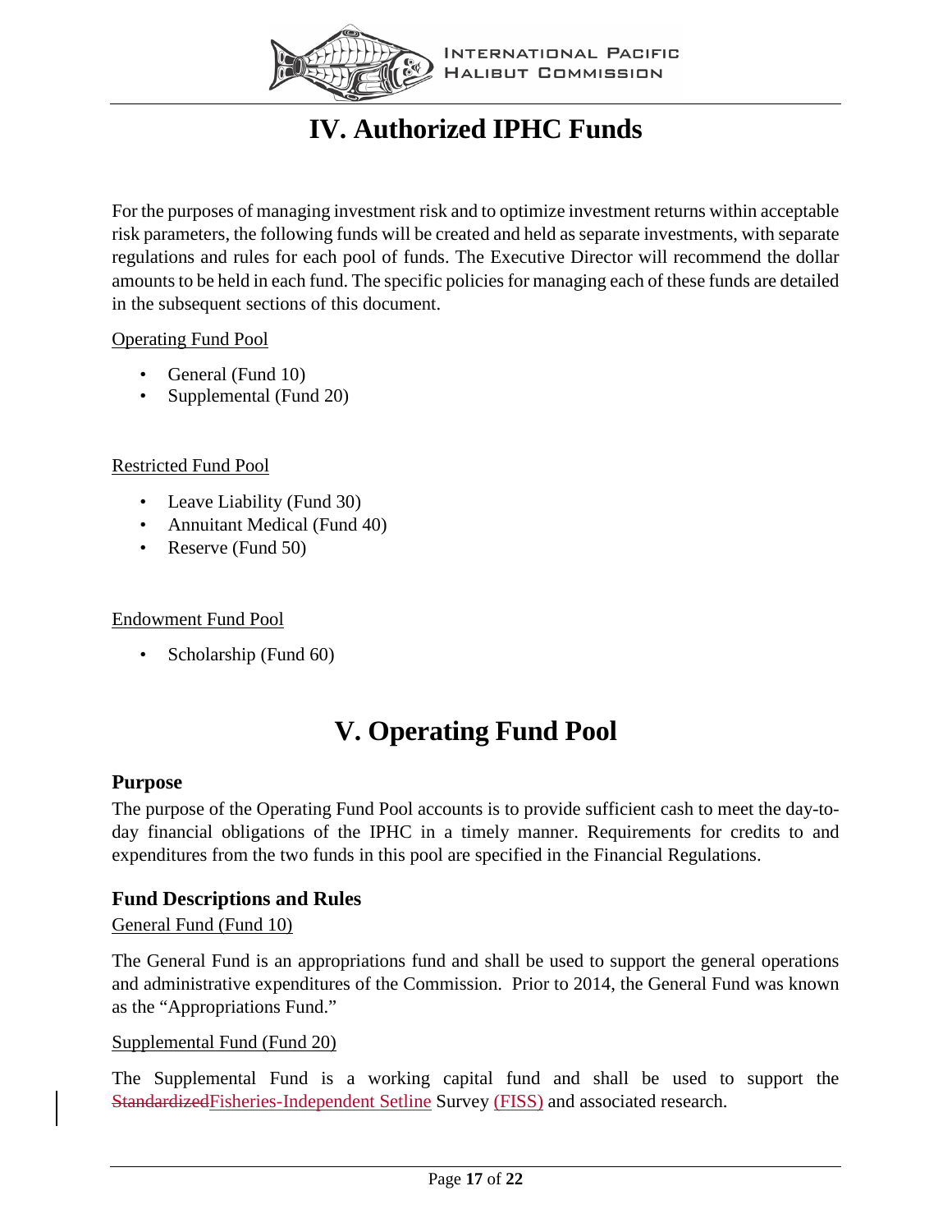# IV. Authorized IPHC Funds

For the purposes of managing investment risk and to optimize investment returns within acceptable risk parameters, the following funds will be created and held as separate investments, with separate regulations and rules for each pool of funds. The Executive Director will recommend the dollar amounts to be held in each fund. The specific policies for managing each of these funds are detailed in the subsequent sections of this document.

Operating Fund Pool

- General (Fund 10)
- Supplemental (Fund 20)

Restricted Fund Pool

- Leave Liability (Fund 30)
- Annuitant Medical (Fund 40)
- Reserve (Fund 50)

Endowment Fund Pool

- Scholarship (Fund 60)

# V. Operating Fund Pool

### Purpose

The purpose of the Operating Fund Pool accounts is to provide sufficient cash to meet the day-to-day financial obligations of the IPHC in a timely manner. Requirements for credits to and expenditures from the two funds in this pool are specified in the Financial Regulations.

### Fund Descriptions and Rules

General Fund (Fund 10)

The General Fund is an appropriations fund and shall be used to support the general operations and administrative expenditures of the Commission. Prior to 2014, the General Fund was known as the "Appropriations Fund."

Supplemental Fund (Fund 20)

The Supplemental Fund is a working capital fund and shall be used to support the ~~Standardized~~Fisheries-Independent Setline Survey (FISS) and associated research.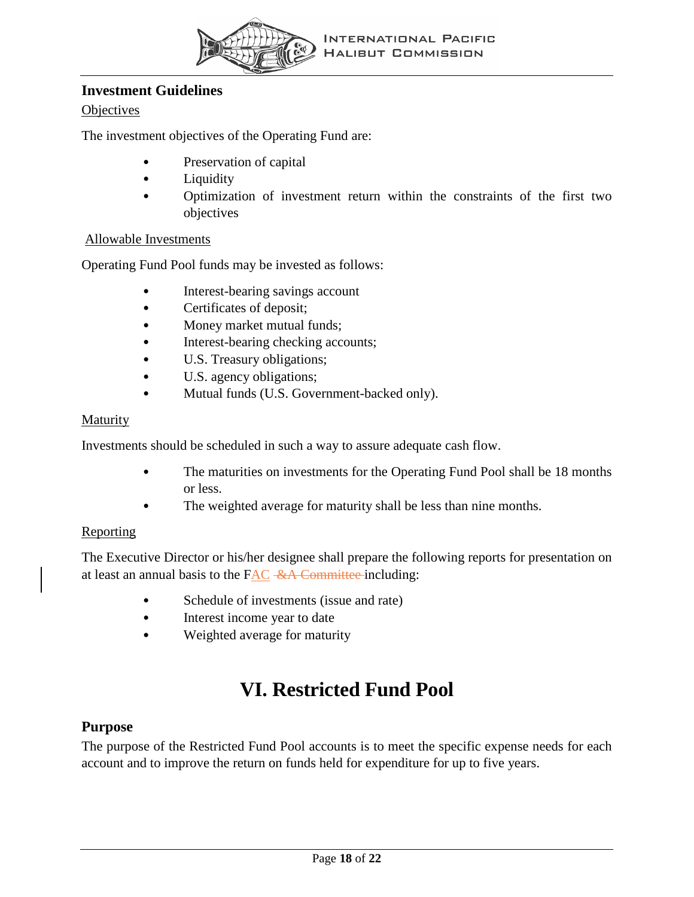### Investment Guidelines

Objectives

The investment objectives of the Operating Fund are:

- Preservation of capital
- Liquidity
- Optimization of investment return within the constraints of the first two objectives

Allowable Investments

Operating Fund Pool funds may be invested as follows:

- Interest-bearing savings account
- Certificates of deposit;
- Money market mutual funds;
- Interest-bearing checking accounts;
- U.S. Treasury obligations;
- U.S. agency obligations;
- Mutual funds (U.S. Government-backed only).

Maturity

Investments should be scheduled in such a way to assure adequate cash flow.

- The maturities on investments for the Operating Fund Pool shall be 18 months or less.
- The weighted average for maturity shall be less than nine months.

Reporting

The Executive Director or his/her designee shall prepare the following reports for presentation on at least an annual basis to the FAC ~~&A Committee~~ including:

- Schedule of investments (issue and rate)
- Interest income year to date
- Weighted average for maturity

# VI. Restricted Fund Pool

### Purpose

The purpose of the Restricted Fund Pool accounts is to meet the specific expense needs for each account and to improve the return on funds held for expenditure for up to five years.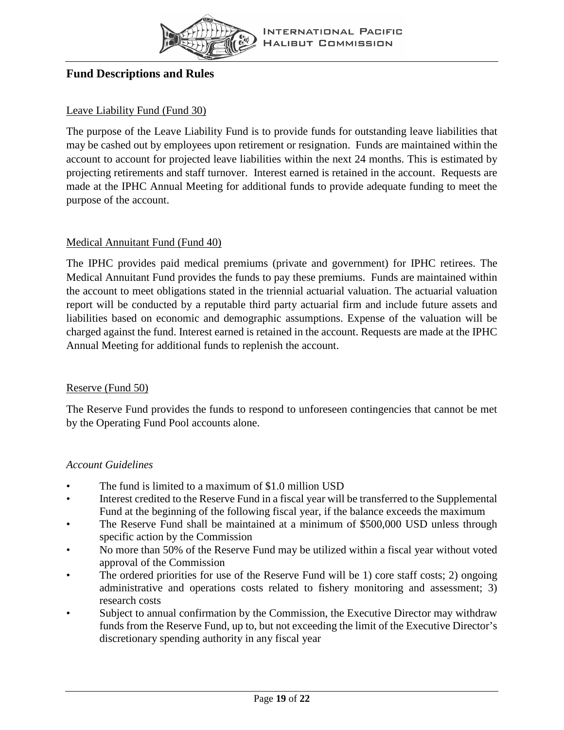## Fund Descriptions and Rules

Leave Liability Fund (Fund 30)

The purpose of the Leave Liability Fund is to provide funds for outstanding leave liabilities that may be cashed out by employees upon retirement or resignation. Funds are maintained within the account to account for projected leave liabilities within the next 24 months. This is estimated by projecting retirements and staff turnover. Interest earned is retained in the account. Requests are made at the IPHC Annual Meeting for additional funds to provide adequate funding to meet the purpose of the account.

Medical Annuitant Fund (Fund 40)

The IPHC provides paid medical premiums (private and government) for IPHC retirees. The Medical Annuitant Fund provides the funds to pay these premiums. Funds are maintained within the account to meet obligations stated in the triennial actuarial valuation. The actuarial valuation report will be conducted by a reputable third party actuarial firm and include future assets and liabilities based on economic and demographic assumptions. Expense of the valuation will be charged against the fund. Interest earned is retained in the account. Requests are made at the IPHC Annual Meeting for additional funds to replenish the account.

Reserve (Fund 50)

The Reserve Fund provides the funds to respond to unforeseen contingencies that cannot be met by the Operating Fund Pool accounts alone.

*Account Guidelines*

- The fund is limited to a maximum of $1.0 million USD
- Interest credited to the Reserve Fund in a fiscal year will be transferred to the Supplemental Fund at the beginning of the following fiscal year, if the balance exceeds the maximum
- The Reserve Fund shall be maintained at a minimum of $500,000 USD unless through specific action by the Commission
- No more than 50% of the Reserve Fund may be utilized within a fiscal year without voted approval of the Commission
- The ordered priorities for use of the Reserve Fund will be 1) core staff costs; 2) ongoing administrative and operations costs related to fishery monitoring and assessment; 3) research costs
- Subject to annual confirmation by the Commission, the Executive Director may withdraw funds from the Reserve Fund, up to, but not exceeding the limit of the Executive Director's discretionary spending authority in any fiscal year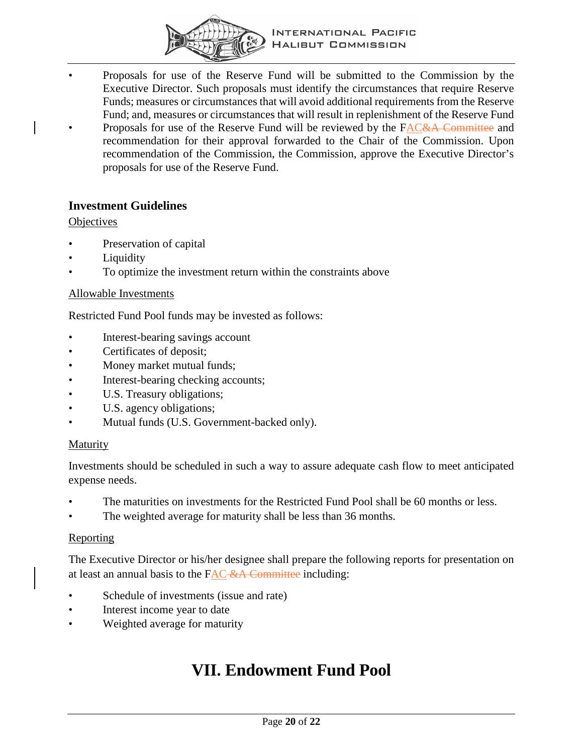- Proposals for use of the Reserve Fund will be submitted to the Commission by the Executive Director. Such proposals must identify the circumstances that require Reserve Funds; measures or circumstances that will avoid additional requirements from the Reserve Fund; and, measures or circumstances that will result in replenishment of the Reserve Fund
- Proposals for use of the Reserve Fund will be reviewed by the FAC~~&A Committee~~ and recommendation for their approval forwarded to the Chair of the Commission. Upon recommendation of the Commission, the Commission, approve the Executive Director's proposals for use of the Reserve Fund.

### Investment Guidelines

Objectives

- Preservation of capital
- Liquidity
- To optimize the investment return within the constraints above

Allowable Investments

Restricted Fund Pool funds may be invested as follows:

- Interest-bearing savings account
- Certificates of deposit;
- Money market mutual funds;
- Interest-bearing checking accounts;
- U.S. Treasury obligations;
- U.S. agency obligations;
- Mutual funds (U.S. Government-backed only).

Maturity

Investments should be scheduled in such a way to assure adequate cash flow to meet anticipated expense needs.

- The maturities on investments for the Restricted Fund Pool shall be 60 months or less.
- The weighted average for maturity shall be less than 36 months.

Reporting

The Executive Director or his/her designee shall prepare the following reports for presentation on at least an annual basis to the FAC ~~&A Committee~~ including:

- Schedule of investments (issue and rate)
- Interest income year to date
- Weighted average for maturity

# VII. Endowment Fund Pool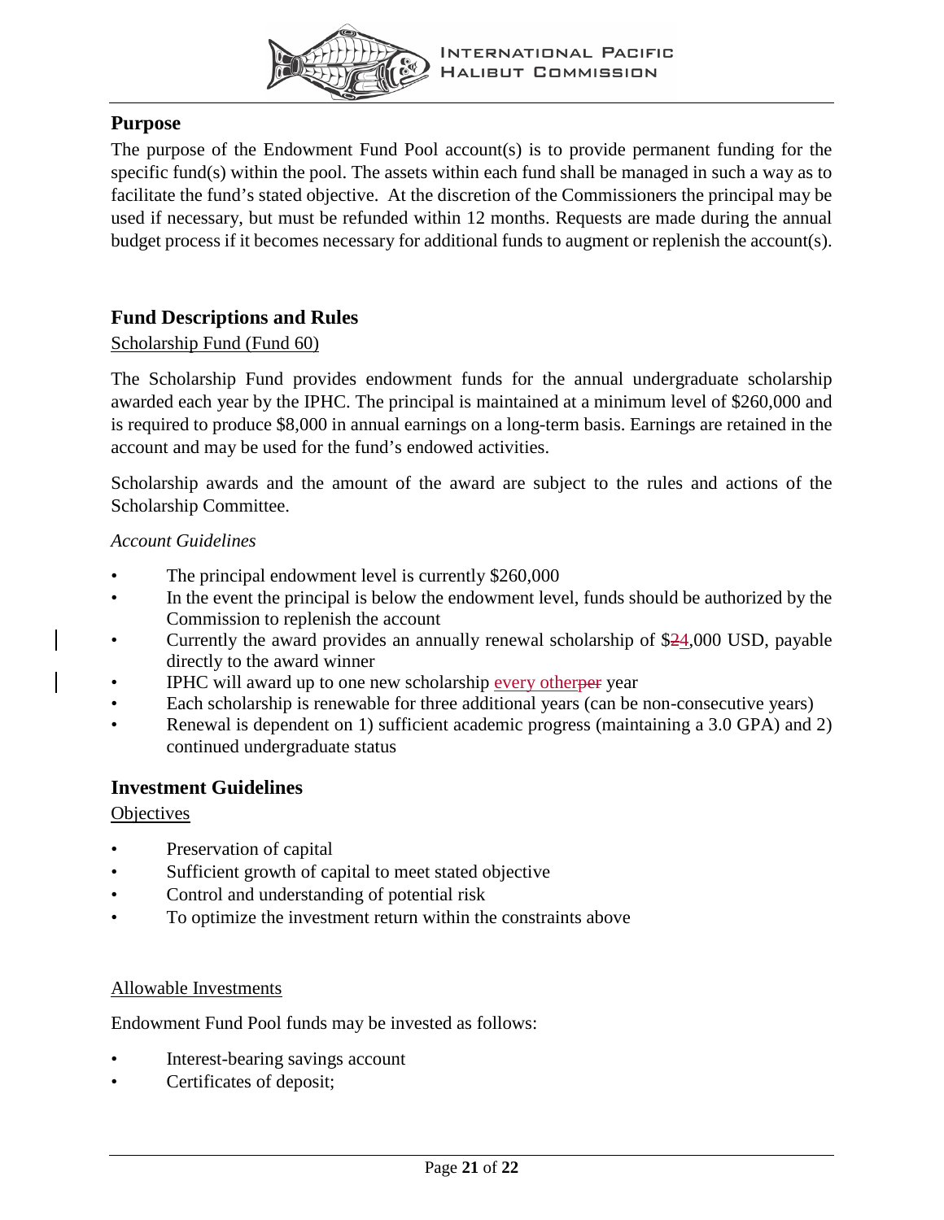## Purpose

The purpose of the Endowment Fund Pool account(s) is to provide permanent funding for the specific fund(s) within the pool. The assets within each fund shall be managed in such a way as to facilitate the fund's stated objective. At the discretion of the Commissioners the principal may be used if necessary, but must be refunded within 12 months. Requests are made during the annual budget process if it becomes necessary for additional funds to augment or replenish the account(s).

## Fund Descriptions and Rules

Scholarship Fund (Fund 60)

The Scholarship Fund provides endowment funds for the annual undergraduate scholarship awarded each year by the IPHC. The principal is maintained at a minimum level of $260,000 and is required to produce $8,000 in annual earnings on a long-term basis. Earnings are retained in the account and may be used for the fund's endowed activities.

Scholarship awards and the amount of the award are subject to the rules and actions of the Scholarship Committee.

*Account Guidelines*

- The principal endowment level is currently $260,000
- In the event the principal is below the endowment level, funds should be authorized by the Commission to replenish the account
- Currently the award provides an annually renewal scholarship of $~~2~~4,000 USD, payable directly to the award winner
- IPHC will award up to one new scholarship every other~~per~~ year
- Each scholarship is renewable for three additional years (can be non-consecutive years)
- Renewal is dependent on 1) sufficient academic progress (maintaining a 3.0 GPA) and 2) continued undergraduate status

## Investment Guidelines

Objectives

- Preservation of capital
- Sufficient growth of capital to meet stated objective
- Control and understanding of potential risk
- To optimize the investment return within the constraints above

Allowable Investments

Endowment Fund Pool funds may be invested as follows:

- Interest-bearing savings account
- Certificates of deposit;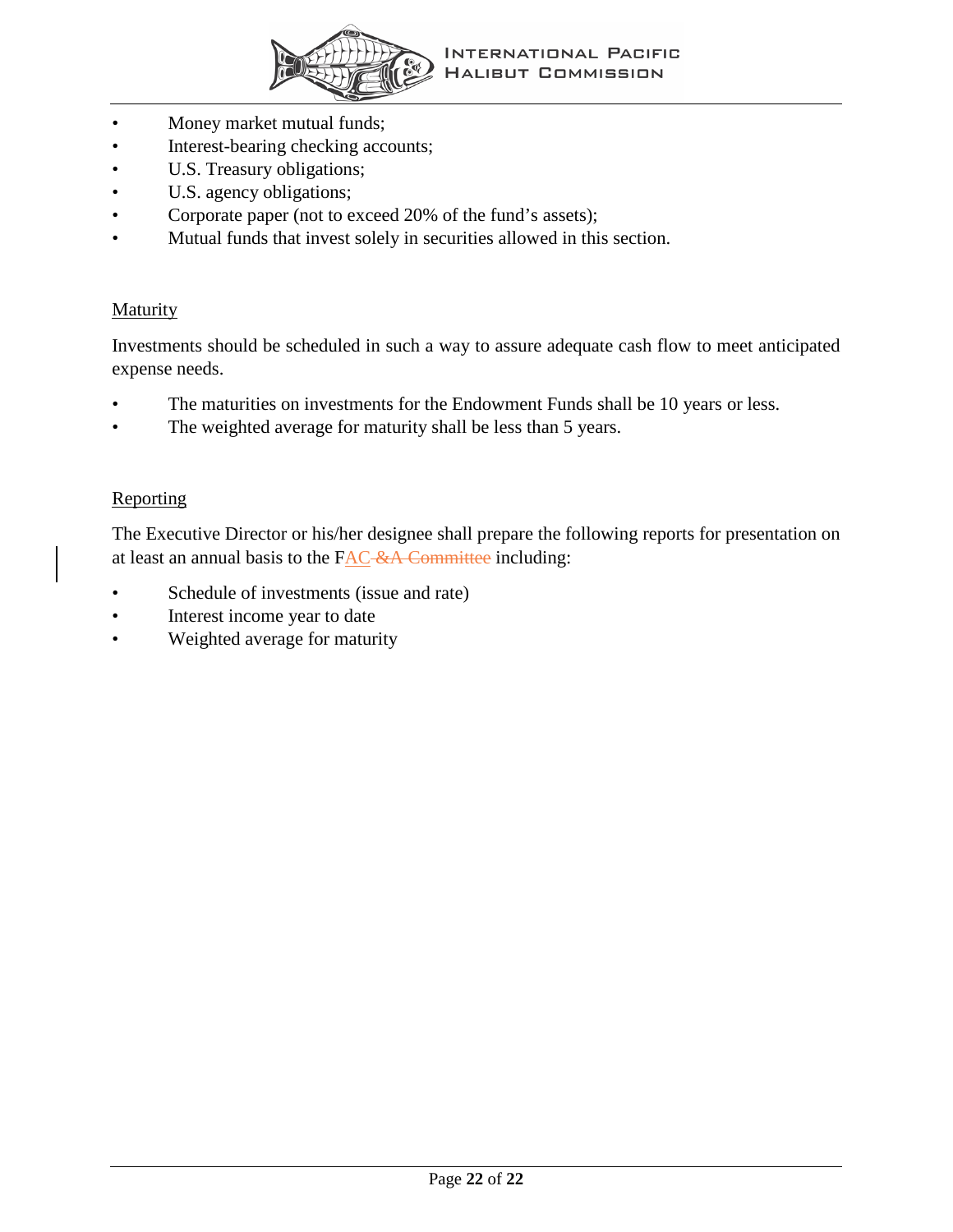- Money market mutual funds;
- Interest-bearing checking accounts;
- U.S. Treasury obligations;
- U.S. agency obligations;
- Corporate paper (not to exceed 20% of the fund's assets);
- Mutual funds that invest solely in securities allowed in this section.

Maturity

Investments should be scheduled in such a way to assure adequate cash flow to meet anticipated expense needs.

- The maturities on investments for the Endowment Funds shall be 10 years or less.
- The weighted average for maturity shall be less than 5 years.

Reporting

The Executive Director or his/her designee shall prepare the following reports for presentation on at least an annual basis to the FAC ~~&A Committee~~ including:

- Schedule of investments (issue and rate)
- Interest income year to date
- Weighted average for maturity